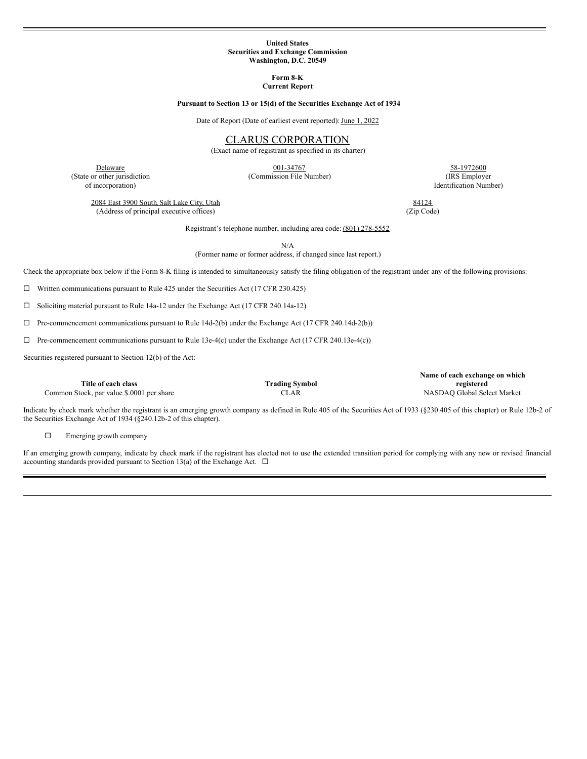**United States**
**Securities and Exchange Commission**
**Washington, D.C. 20549**

**Form 8-K**
**Current Report**

**Pursuant to Section 13 or 15(d) of the Securities Exchange Act of 1934**

Date of Report (Date of earliest event reported): June 1, 2022

# CLARUS CORPORATION

(Exact name of registrant as specified in its charter)

| Delaware | 001-34767 | 58-1972600 |
|---|---|---|
| (State or other jurisdiction of incorporation) | (Commission File Number) | (IRS Employer Identification Number) |

| 2084 East 3900 South, Salt Lake City, Utah | 84124 |
|---|---|
| (Address of principal executive offices) | (Zip Code) |

Registrant's telephone number, including area code: (801) 278-5552

N/A
(Former name or former address, if changed since last report.)

Check the appropriate box below if the Form 8-K filing is intended to simultaneously satisfy the filing obligation of the registrant under any of the following provisions:

☐ Written communications pursuant to Rule 425 under the Securities Act (17 CFR 230.425)

☐ Soliciting material pursuant to Rule 14a-12 under the Exchange Act (17 CFR 240.14a-12)

☐ Pre-commencement communications pursuant to Rule 14d-2(b) under the Exchange Act (17 CFR 240.14d-2(b))

☐ Pre-commencement communications pursuant to Rule 13e-4(c) under the Exchange Act (17 CFR 240.13e-4(c))

Securities registered pursuant to Section 12(b) of the Act:

| Title of each class | Trading Symbol | Name of each exchange on which registered |
|---|---|---|
| Common Stock, par value $.0001 per share | CLAR | NASDAQ Global Select Market |

Indicate by check mark whether the registrant is an emerging growth company as defined in Rule 405 of the Securities Act of 1933 (§230.405 of this chapter) or Rule 12b-2 of the Securities Exchange Act of 1934 (§240.12b-2 of this chapter).

☐ Emerging growth company

If an emerging growth company, indicate by check mark if the registrant has elected not to use the extended transition period for complying with any new or revised financial accounting standards provided pursuant to Section 13(a) of the Exchange Act. ☐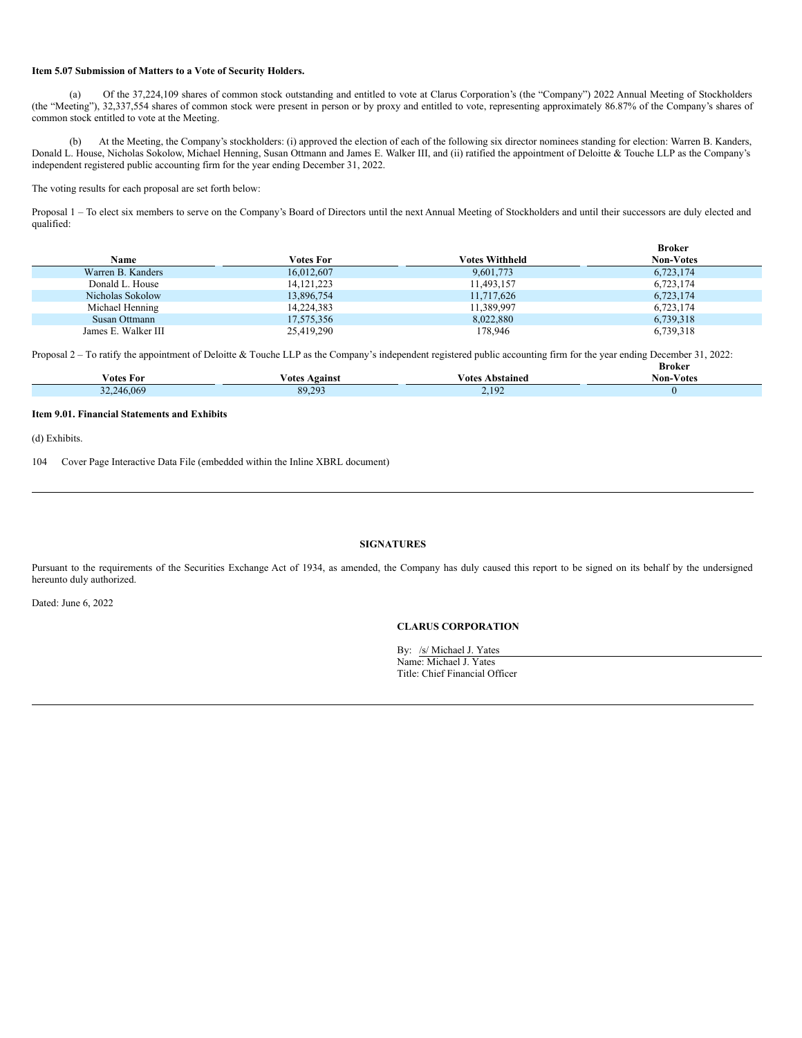**Item 5.07 Submission of Matters to a Vote of Security Holders.**

(a) Of the 37,224,109 shares of common stock outstanding and entitled to vote at Clarus Corporation's (the "Company") 2022 Annual Meeting of Stockholders (the "Meeting"), 32,337,554 shares of common stock were present in person or by proxy and entitled to vote, representing approximately 86.87% of the Company's shares of common stock entitled to vote at the Meeting.

(b) At the Meeting, the Company's stockholders: (i) approved the election of each of the following six director nominees standing for election: Warren B. Kanders, Donald L. House, Nicholas Sokolow, Michael Henning, Susan Ottmann and James E. Walker III, and (ii) ratified the appointment of Deloitte & Touche LLP as the Company's independent registered public accounting firm for the year ending December 31, 2022.

The voting results for each proposal are set forth below:

Proposal 1 – To elect six members to serve on the Company's Board of Directors until the next Annual Meeting of Stockholders and until their successors are duly elected and qualified:

| Name | Votes For | Votes Withheld | Broker Non-Votes |
|---|---|---|---|
| Warren B. Kanders | 16,012,607 | 9,601,773 | 6,723,174 |
| Donald L. House | 14,121,223 | 11,493,157 | 6,723,174 |
| Nicholas Sokolow | 13,896,754 | 11,717,626 | 6,723,174 |
| Michael Henning | 14,224,383 | 11,389,997 | 6,723,174 |
| Susan Ottmann | 17,575,356 | 8,022,880 | 6,739,318 |
| James E. Walker III | 25,419,290 | 178,946 | 6,739,318 |

Proposal 2 – To ratify the appointment of Deloitte & Touche LLP as the Company's independent registered public accounting firm for the year ending December 31, 2022:

| Votes For | Votes Against | Votes Abstained | Broker Non-Votes |
|---|---|---|---|
| 32,246,069 | 89,293 | 2,192 | 0 |

**Item 9.01. Financial Statements and Exhibits**

(d) Exhibits.

104 Cover Page Interactive Data File (embedded within the Inline XBRL document)

---

**SIGNATURES**

Pursuant to the requirements of the Securities Exchange Act of 1934, as amended, the Company has duly caused this report to be signed on its behalf by the undersigned hereunto duly authorized.

Dated: June 6, 2022

**CLARUS CORPORATION**

By: /s/ Michael J. Yates
Name: Michael J. Yates
Title: Chief Financial Officer